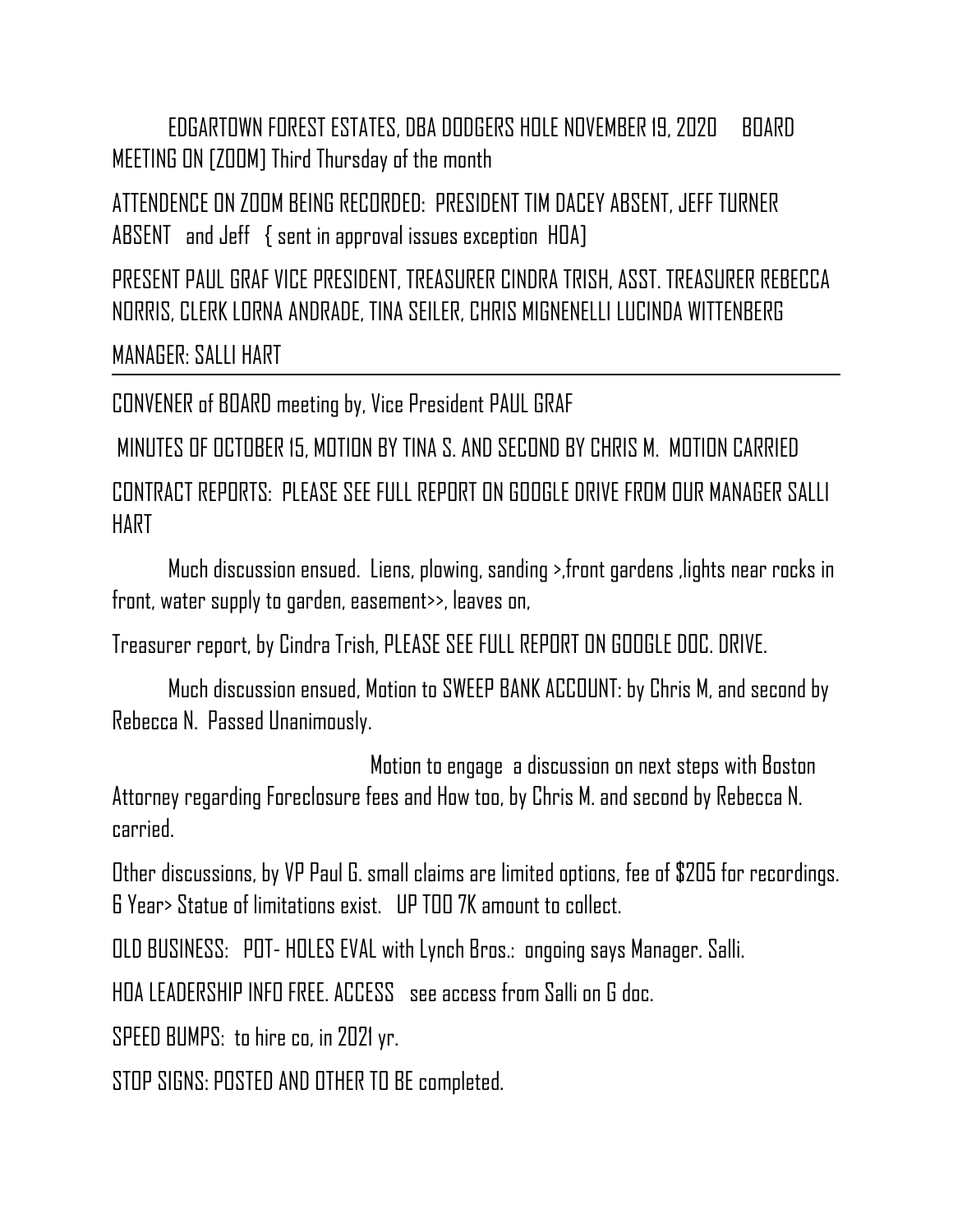EDGARTOWN FOREST ESTATES, DBA DODGERS HOLE NOVEMBER 19, 2020 BOARD MEETING ON [ZOOM] Third Thursday of the month

ATTENDENCE ON ZOOM BEING RECORDED: PRESIDENT TIM DACEY ABSENT, JEFF TURNER ABSENT and Jeff { sent in approval issues exception HOA]

PRESENT PAUL GRAF VICE PRESIDENT, TREASURER CINDRA TRISH, ASST. TREASURER REBECCA NORRIS, CLERK LORNA ANDRADE, TINA SEILER, CHRIS MIGNENELLI LUCINDA WITTENBERG

MANAGER: SALLI HART

---

CONVENER of BOARD meeting by, Vice President PAUL GRAF

MINUTES OF OCTOBER 15, MOTION BY TINA S. AND SECOND BY CHRIS M. MOTION CARRIED

CONTRACT REPORTS: PLEASE SEE FULL REPORT ON GOOGLE DRIVE FROM OUR MANAGER SALLI HART

Much discussion ensued. Liens, plowing, sanding >,front gardens ,lights near rocks in front, water supply to garden, easement>>, leaves on,

Treasurer report, by Cindra Trish, PLEASE SEE FULL REPORT ON GOOGLE DOC. DRIVE.

Much discussion ensued, Motion to SWEEP BANK ACCOUNT: by Chris M, and second by Rebecca N. Passed Unanimously.

Motion to engage a discussion on next steps with Boston Attorney regarding Foreclosure fees and How too, by Chris M. and second by Rebecca N. carried.

Other discussions, by VP Paul G. small claims are limited options, fee of $205 for recordings. 6 Year> Statue of limitations exist. UP TOO 7K amount to collect.

OLD BUSINESS: POT- HOLES EVAL with Lynch Bros.: ongoing says Manager. Salli.

HOA LEADERSHIP INFO FREE. ACCESS see access from Salli on G doc.

SPEED BUMPS: to hire co, in 2021 yr.

STOP SIGNS: POSTED AND OTHER TO BE completed.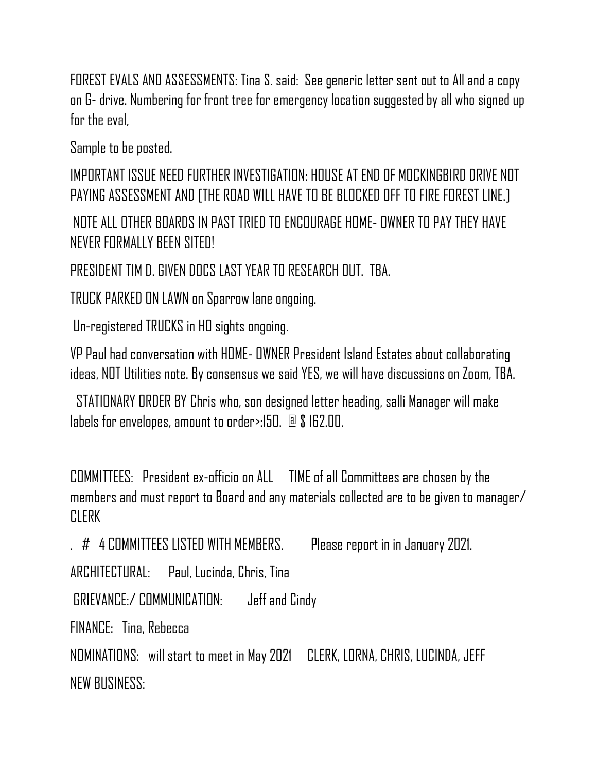FOREST EVALS AND ASSESSMENTS: Tina S. said: See generic letter sent out to All and a copy on G- drive. Numbering for front tree for emergency location suggested by all who signed up for the eval,

Sample to be posted.

IMPORTANT ISSUE NEED FURTHER INVESTIGATION: HOUSE AT END OF MOCKINGBIRD DRIVE NOT PAYING ASSESSMENT AND (THE ROAD WILL HAVE TO BE BLOCKED OFF TO FIRE FOREST LINE.)

NOTE ALL OTHER BOARDS IN PAST TRIED TO ENCOURAGE HOME- OWNER TO PAY THEY HAVE NEVER FORMALLY BEEN SITED!

PRESIDENT TIM D. GIVEN DOCS LAST YEAR TO RESEARCH OUT. TBA.

TRUCK PARKED ON LAWN on Sparrow lane ongoing.

Un-registered TRUCKS in HO sights ongoing.

VP Paul had conversation with HOME- OWNER President Island Estates about collaborating ideas, NOT Utilities note. By consensus we said YES, we will have discussions on Zoom, TBA.

STATIONARY ORDER BY Chris who, son designed letter heading, salli Manager will make labels for envelopes, amount to order>:150. @ $ 162.00.

COMMITTEES: President ex-officio on ALL TIME of all Committees are chosen by the members and must report to Board and any materials collected are to be given to manager/ CLERK

. # 4 COMMITTEES LISTED WITH MEMBERS. Please report in in January 2021.

ARCHITECTURAL: Paul, Lucinda, Chris, Tina

GRIEVANCE:/ COMMUNICATION: Jeff and Cindy

FINANCE: Tina, Rebecca

NOMINATIONS: will start to meet in May 2021 CLERK, LORNA, CHRIS, LUCINDA, JEFF

NEW BUSINESS: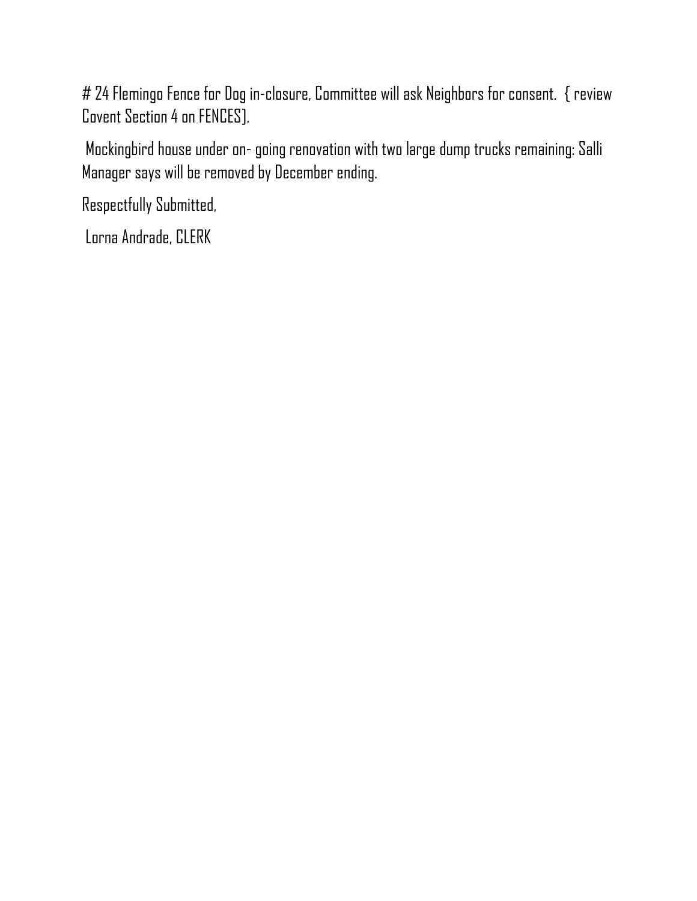# 24 Flemingo Fence for Dog in-closure, Committee will ask Neighbors for consent. { review Covent Section 4 on FENCES].

Mockingbird house under on- going renovation with two large dump trucks remaining: Salli Manager says will be removed by December ending.

Respectfully Submitted,

Lorna Andrade, CLERK